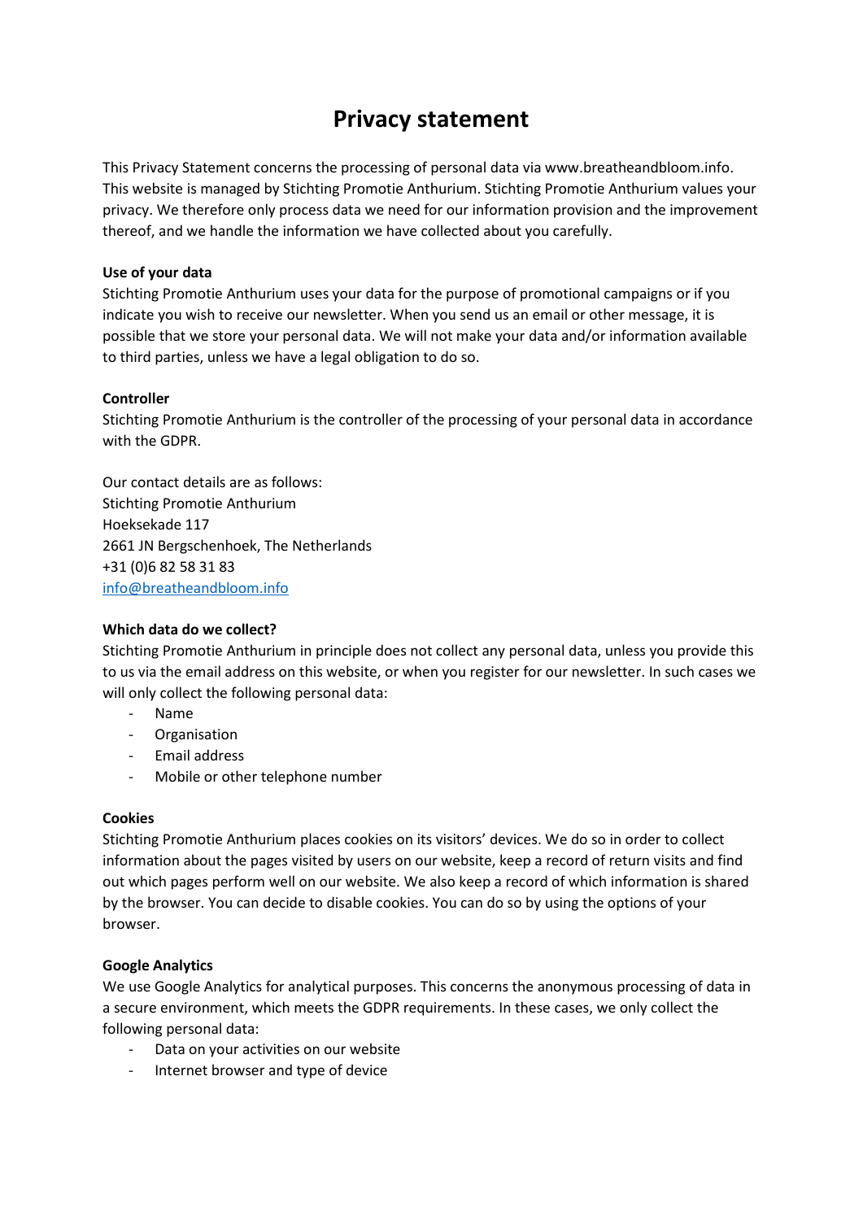# Privacy statement

This Privacy Statement concerns the processing of personal data via www.breatheandbloom.info. This website is managed by Stichting Promotie Anthurium. Stichting Promotie Anthurium values your privacy. We therefore only process data we need for our information provision and the improvement thereof, and we handle the information we have collected about you carefully.

**Use of your data**

Stichting Promotie Anthurium uses your data for the purpose of promotional campaigns or if you indicate you wish to receive our newsletter. When you send us an email or other message, it is possible that we store your personal data. We will not make your data and/or information available to third parties, unless we have a legal obligation to do so.

**Controller**

Stichting Promotie Anthurium is the controller of the processing of your personal data in accordance with the GDPR.

Our contact details are as follows:
Stichting Promotie Anthurium
Hoeksekade 117
2661 JN Bergschenhoek, The Netherlands
+31 (0)6 82 58 31 83
info@breatheandbloom.info

**Which data do we collect?**

Stichting Promotie Anthurium in principle does not collect any personal data, unless you provide this to us via the email address on this website, or when you register for our newsletter. In such cases we will only collect the following personal data:

- Name
- Organisation
- Email address
- Mobile or other telephone number

**Cookies**

Stichting Promotie Anthurium places cookies on its visitors' devices. We do so in order to collect information about the pages visited by users on our website, keep a record of return visits and find out which pages perform well on our website. We also keep a record of which information is shared by the browser. You can decide to disable cookies. You can do so by using the options of your browser.

**Google Analytics**

We use Google Analytics for analytical purposes. This concerns the anonymous processing of data in a secure environment, which meets the GDPR requirements. In these cases, we only collect the following personal data:

- Data on your activities on our website
- Internet browser and type of device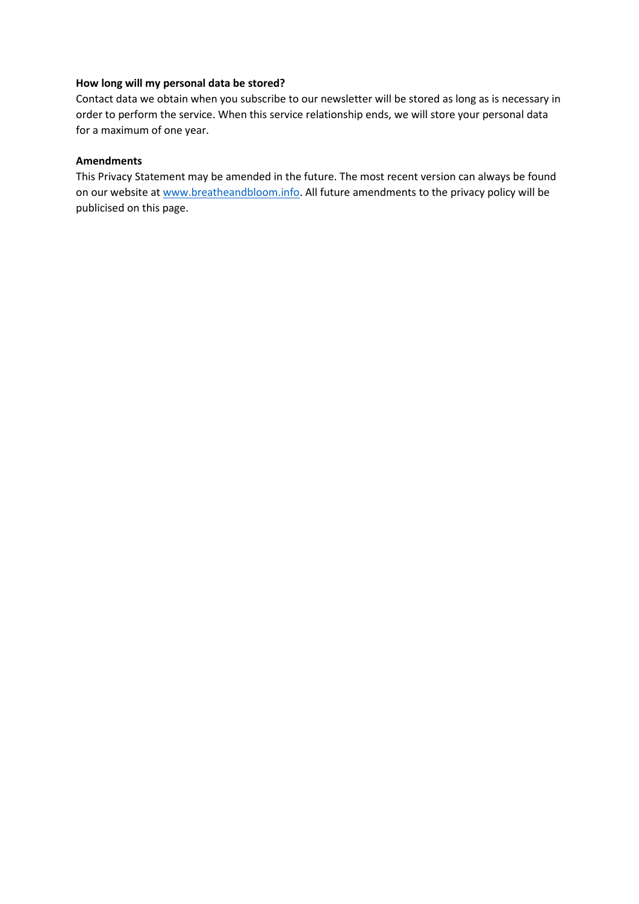**How long will my personal data be stored?**

Contact data we obtain when you subscribe to our newsletter will be stored as long as is necessary in order to perform the service. When this service relationship ends, we will store your personal data for a maximum of one year.

**Amendments**

This Privacy Statement may be amended in the future. The most recent version can always be found on our website at www.breatheandbloom.info. All future amendments to the privacy policy will be publicised on this page.